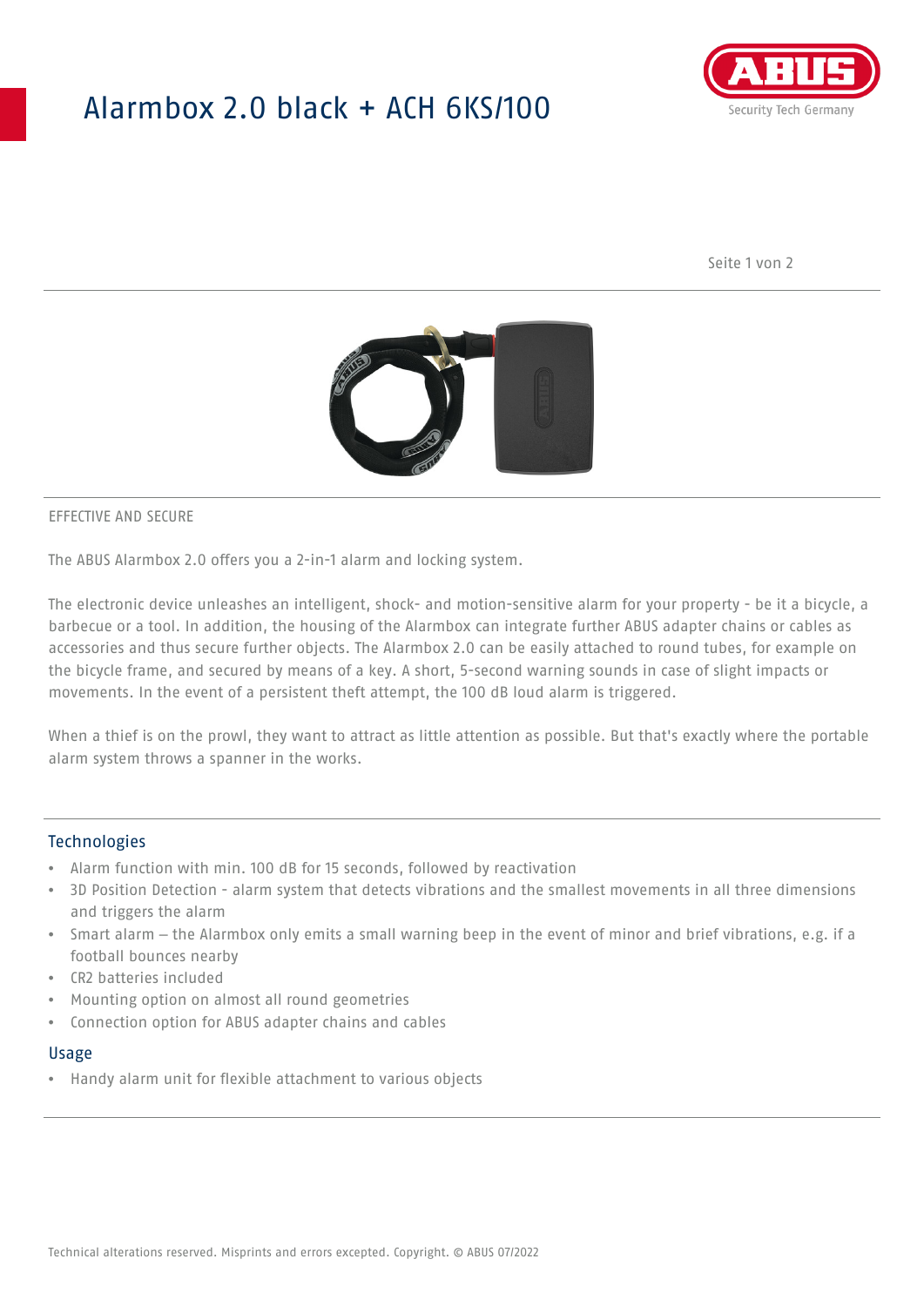# Alarmbox 2.0 black + ACH 6KS/100

EFFECTIVE AND SECURE

The ABUS Alarmbox 2.0 offers you a 2-in-1 alarm and locking system.

The electronic device unleashes an intelligent, shock- and motion-sensitive alarm for your property - be it a bicycle, a barbecue or a tool. In addition, the housing of the Alarmbox can integrate further ABUS adapter chains or cables as accessories and thus secure further objects. The Alarmbox 2.0 can be easily attached to round tubes, for example on the bicycle frame, and secured by means of a key. A short, 5-second warning sounds in case of slight impacts or movements. In the event of a persistent theft attempt, the 100 dB loud alarm is triggered.

When a thief is on the prowl, they want to attract as little attention as possible. But that's exactly where the portable alarm system throws a spanner in the works.

## Technologies

- Alarm function with min. 100 dB for 15 seconds, followed by reactivation
- 3D Position Detection - alarm system that detects vibrations and the smallest movements in all three dimensions and triggers the alarm
- Smart alarm – the Alarmbox only emits a small warning beep in the event of minor and brief vibrations, e.g. if a football bounces nearby
- CR2 batteries included
- Mounting option on almost all round geometries
- Connection option for ABUS adapter chains and cables

## Usage

- Handy alarm unit for flexible attachment to various objects

Technical alterations reserved. Misprints and errors excepted. Copyright. © ABUS 07/2022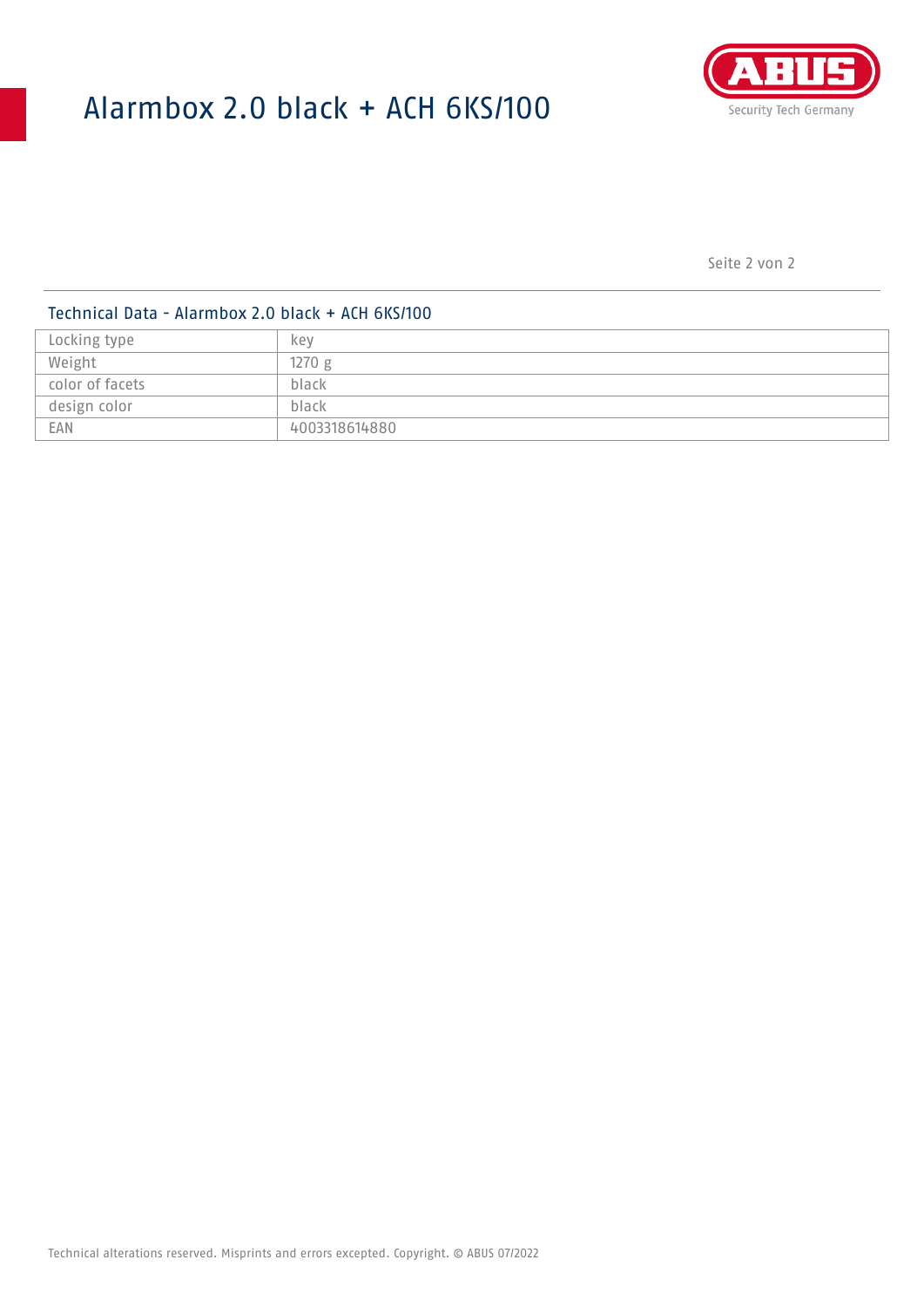# Alarmbox 2.0 black + ACH 6KS/100

## Technical Data - Alarmbox 2.0 black + ACH 6KS/100

| | |
|---|---|
| Locking type | key |
| Weight | 1270 g |
| color of facets | black |
| design color | black |
| EAN | 4003318614880 |

Technical alterations reserved. Misprints and errors excepted. Copyright. © ABUS 07/2022